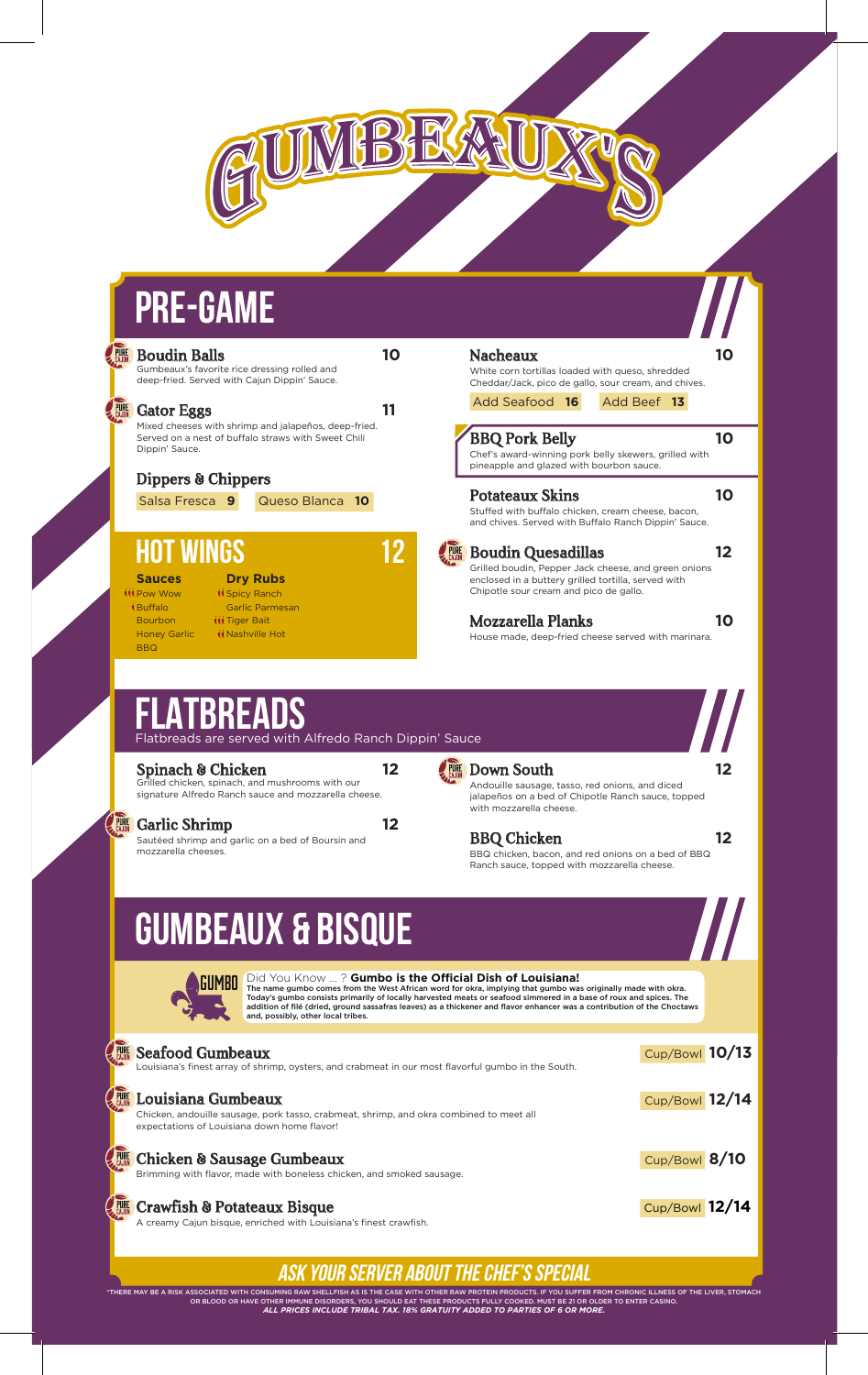# GUMBEAUX'S

## PRE-GAME

### Boudin Balls — 10
Gumbeaux's favorite rice dressing rolled and deep-fried. Served with Cajun Dippin' Sauce.

### Gator Eggs — 11
Mixed cheeses with shrimp and jalapeños, deep-fried. Served on a nest of buffalo straws with Sweet Chili Dippin' Sauce.

### Dippers & Chippers
Salsa Fresca **9** | Queso Blanca **10**

### Nacheaux — 10
White corn tortillas loaded with queso, shredded Cheddar/Jack, pico de gallo, sour cream, and chives.

Add Seafood **16** | Add Beef **13**

### BBQ Pork Belly — 10
Chef's award-winning pork belly skewers, grilled with pineapple and glazed with bourbon sauce.

### Potateaux Skins — 10
Stuffed with buffalo chicken, cream cheese, bacon, and chives. Served with Buffalo Ranch Dippin' Sauce.

### Boudin Quesadillas — 12
Grilled boudin, Pepper Jack cheese, and green onions enclosed in a buttery grilled tortilla, served with Chipotle sour cream and pico de gallo.

### Mozzarella Planks — 10
House made, deep-fried cheese served with marinara.

## HOT WINGS — 12

| Sauces | Dry Rubs |
|---|---|
| Pow Wow | Spicy Ranch |
| Buffalo | Garlic Parmesan |
| Bourbon | Tiger Bait |
| Honey Garlic | Nashville Hot |
| BBQ | |

## FLATBREADS

Flatbreads are served with Alfredo Ranch Dippin' Sauce

### Spinach & Chicken — 12
Grilled chicken, spinach, and mushrooms with our signature Alfredo Ranch sauce and mozzarella cheese.

### Garlic Shrimp — 12
Sautéed shrimp and garlic on a bed of Boursin and mozzarella cheeses.

### Down South — 12
Andouille sausage, tasso, red onions, and diced jalapeños on a bed of Chipotle Ranch sauce, topped with mozzarella cheese.

### BBQ Chicken — 12
BBQ chicken, bacon, and red onions on a bed of BBQ Ranch sauce, topped with mozzarella cheese.

## GUMBEAUX & BISQUE

Did You Know ... ? **Gumbo is the Official Dish of Louisiana!**
**The name gumbo comes from the West African word for okra, implying that gumbo was originally made with okra. Today's gumbo consists primarily of locally harvested meats or seafood simmered in a base of roux and spices. The addition of filé (dried, ground sassafras leaves) as a thickener and flavor enhancer was a contribution of the Choctaws and, possibly, other local tribes.**

### Seafood Gumbeaux — Cup/Bowl 10/13
Louisiana's finest array of shrimp, oysters, and crabmeat in our most flavorful gumbo in the South.

### Louisiana Gumbeaux — Cup/Bowl 12/14
Chicken, andouille sausage, pork tasso, crabmeat, shrimp, and okra combined to meet all expectations of Louisiana down home flavor!

### Chicken & Sausage Gumbeaux — Cup/Bowl 8/10
Brimming with flavor, made with boneless chicken, and smoked sausage.

### Crawfish & Potateaux Bisque — Cup/Bowl 12/14
A creamy Cajun bisque, enriched with Louisiana's finest crawfish.

***ASK YOUR SERVER ABOUT THE CHEF'S SPECIAL***

*THERE MAY BE A RISK ASSOCIATED WITH CONSUMING RAW SHELLFISH AS IS THE CASE WITH OTHER RAW PROTEIN PRODUCTS. IF YOU SUFFER FROM CHRONIC ILLNESS OF THE LIVER, STOMACH OR BLOOD OR HAVE OTHER IMMUNE DISORDERS, YOU SHOULD EAT THESE PRODUCTS FULLY COOKED. MUST BE 21 OR OLDER TO ENTER CASINO.
***ALL PRICES INCLUDE TRIBAL TAX. 18% GRATUITY ADDED TO PARTIES OF 6 OR MORE.***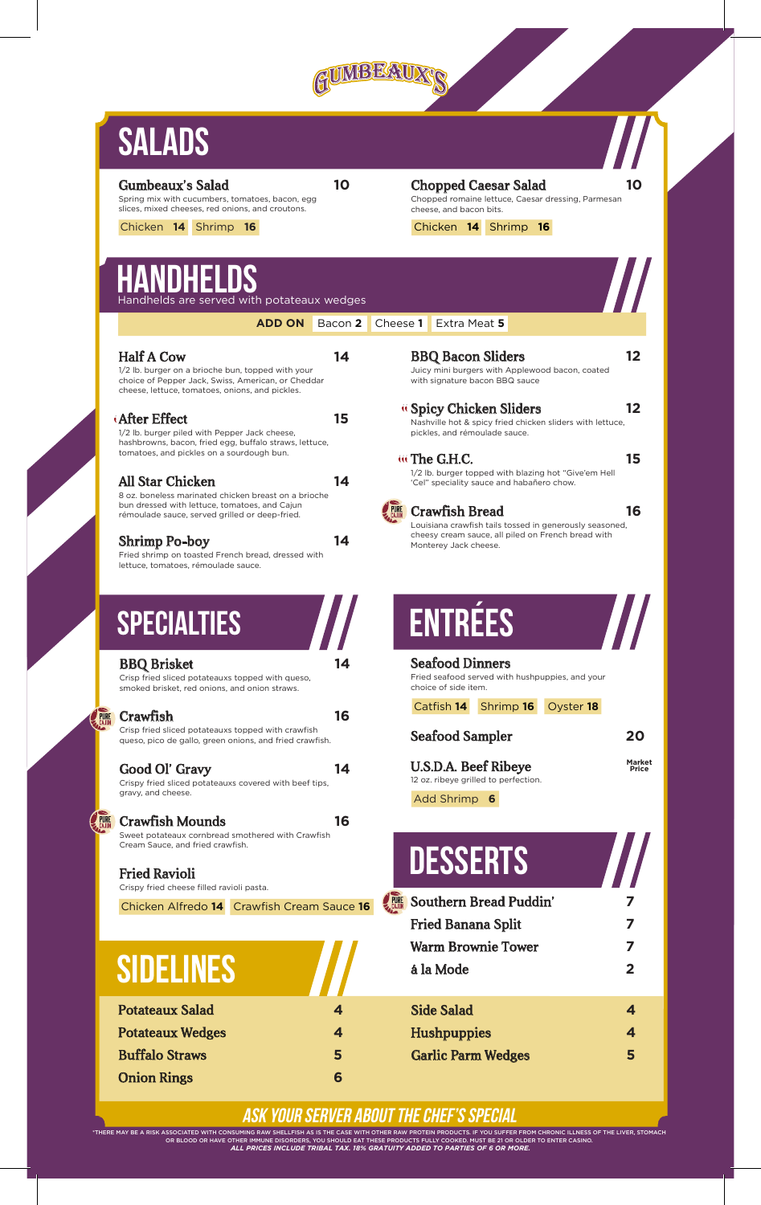# GUMBEAUX'S

## SALADS

### Gumbeaux's Salad — 10
Spring mix with cucumbers, tomatoes, bacon, egg slices, mixed cheeses, red onions, and croutons.

Chicken **14** Shrimp **16**

### Chopped Caesar Salad — 10
Chopped romaine lettuce, Caesar dressing, Parmesan cheese, and bacon bits.

Chicken **14** Shrimp **16**

## HANDHELDS

Handhelds are served with potateaux wedges

**ADD ON** Bacon **2** Cheese **1** Extra Meat **5**

### Half A Cow — 14
1/2 lb. burger on a brioche bun, topped with your choice of Pepper Jack, Swiss, American, or Cheddar cheese, lettuce, tomatoes, onions, and pickles.

### After Effect — 15
1/2 lb. burger piled with Pepper Jack cheese, hashbrowns, bacon, fried egg, buffalo straws, lettuce, tomatoes, and pickles on a sourdough bun.

### All Star Chicken — 14
8 oz. boneless marinated chicken breast on a brioche bun dressed with lettuce, tomatoes, and Cajun rémoulade sauce, served grilled or deep-fried.

### Shrimp Po-boy — 14
Fried shrimp on toasted French bread, dressed with lettuce, tomatoes, rémoulade sauce.

### BBQ Bacon Sliders — 12
Juicy mini burgers with Applewood bacon, coated with signature bacon BBQ sauce

### Spicy Chicken Sliders — 12
Nashville hot & spicy fried chicken sliders with lettuce, pickles, and rémoulade sauce.

### The G.H.C. — 15
1/2 lb. burger topped with blazing hot "Give'em Hell 'Cel" speciality sauce and habañero chow.

### Crawfish Bread (PURE CAJUN) — 16
Louisiana crawfish tails tossed in generously seasoned, cheesy cream sauce, all piled on French bread with Monterey Jack cheese.

## SPECIALTIES

### BBQ Brisket — 14
Crisp fried sliced potateauxs topped with queso, smoked brisket, red onions, and onion straws.

### Crawfish (PURE CAJUN) — 16
Crisp fried sliced potateauxs topped with crawfish queso, pico de gallo, green onions, and fried crawfish.

### Good Ol' Gravy — 14
Crispy fried sliced potateauxs covered with beef tips, gravy, and cheese.

### Crawfish Mounds (PURE CAJUN) — 16
Sweet potateaux cornbread smothered with Crawfish Cream Sauce, and fried crawfish.

### Fried Ravioli
Crispy fried cheese filled ravioli pasta.

Chicken Alfredo **14** Crawfish Cream Sauce **16**

## ENTRÉES

### Seafood Dinners
Fried seafood served with hushpuppies, and your choice of side item.

Catfish **14** Shrimp **16** Oyster **18**

### Seafood Sampler — 20

### U.S.D.A. Beef Ribeye — Market Price
12 oz. ribeye grilled to perfection.

Add Shrimp **6**

## DESSERTS

| | |
|---|---|
| Southern Bread Puddin' (PURE CAJUN) | 7 |
| Fried Banana Split | 7 |
| Warm Brownie Tower | 7 |
| à la Mode | 2 |

## SIDELINES

| | |
|---|---|
| Potateaux Salad | 4 |
| Potateaux Wedges | 4 |
| Buffalo Straws | 5 |
| Onion Rings | 6 |
| Side Salad | 4 |
| Hushpuppies | 4 |
| Garlic Parm Wedges | 5 |

## ASK YOUR SERVER ABOUT THE CHEF'S SPECIAL

*THERE MAY BE A RISK ASSOCIATED WITH CONSUMING RAW SHELLFISH AS IS THE CASE WITH OTHER RAW PROTEIN PRODUCTS. IF YOU SUFFER FROM CHRONIC ILLNESS OF THE LIVER, STOMACH OR BLOOD OR HAVE OTHER IMMUNE DISORDERS, YOU SHOULD EAT THESE PRODUCTS FULLY COOKED. MUST BE 21 OR OLDER TO ENTER CASINO.

***ALL PRICES INCLUDE TRIBAL TAX. 18% GRATUITY ADDED TO PARTIES OF 6 OR MORE.***